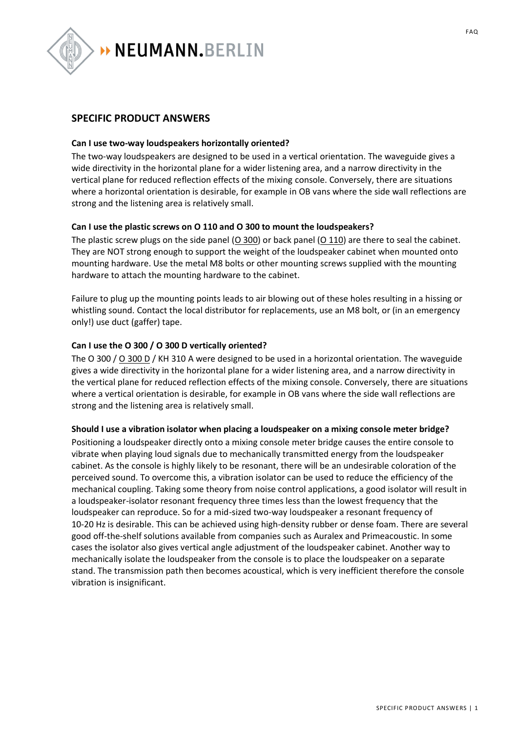## SPECIFIC PRODUCT ANSWERS

**Can I use two-way loudspeakers horizontally oriented?**

The two-way loudspeakers are designed to be used in a vertical orientation. The waveguide gives a wide directivity in the horizontal plane for a wider listening area, and a narrow directivity in the vertical plane for reduced reflection effects of the mixing console. Conversely, there are situations where a horizontal orientation is desirable, for example in OB vans where the side wall reflections are strong and the listening area is relatively small.

**Can I use the plastic screws on O 110 and O 300 to mount the loudspeakers?**

The plastic screw plugs on the side panel (O 300) or back panel (O 110) are there to seal the cabinet. They are NOT strong enough to support the weight of the loudspeaker cabinet when mounted onto mounting hardware. Use the metal M8 bolts or other mounting screws supplied with the mounting hardware to attach the mounting hardware to the cabinet.

Failure to plug up the mounting points leads to air blowing out of these holes resulting in a hissing or whistling sound. Contact the local distributor for replacements, use an M8 bolt, or (in an emergency only!) use duct (gaffer) tape.

**Can I use the O 300 / O 300 D vertically oriented?**

The O 300 / O 300 D / KH 310 A were designed to be used in a horizontal orientation. The waveguide gives a wide directivity in the horizontal plane for a wider listening area, and a narrow directivity in the vertical plane for reduced reflection effects of the mixing console. Conversely, there are situations where a vertical orientation is desirable, for example in OB vans where the side wall reflections are strong and the listening area is relatively small.

**Should I use a vibration isolator when placing a loudspeaker on a mixing console meter bridge?**

Positioning a loudspeaker directly onto a mixing console meter bridge causes the entire console to vibrate when playing loud signals due to mechanically transmitted energy from the loudspeaker cabinet. As the console is highly likely to be resonant, there will be an undesirable coloration of the perceived sound. To overcome this, a vibration isolator can be used to reduce the efficiency of the mechanical coupling. Taking some theory from noise control applications, a good isolator will result in a loudspeaker-isolator resonant frequency three times less than the lowest frequency that the loudspeaker can reproduce. So for a mid-sized two-way loudspeaker a resonant frequency of 10-20 Hz is desirable. This can be achieved using high-density rubber or dense foam. There are several good off-the-shelf solutions available from companies such as Auralex and Primeacoustic. In some cases the isolator also gives vertical angle adjustment of the loudspeaker cabinet. Another way to mechanically isolate the loudspeaker from the console is to place the loudspeaker on a separate stand. The transmission path then becomes acoustical, which is very inefficient therefore the console vibration is insignificant.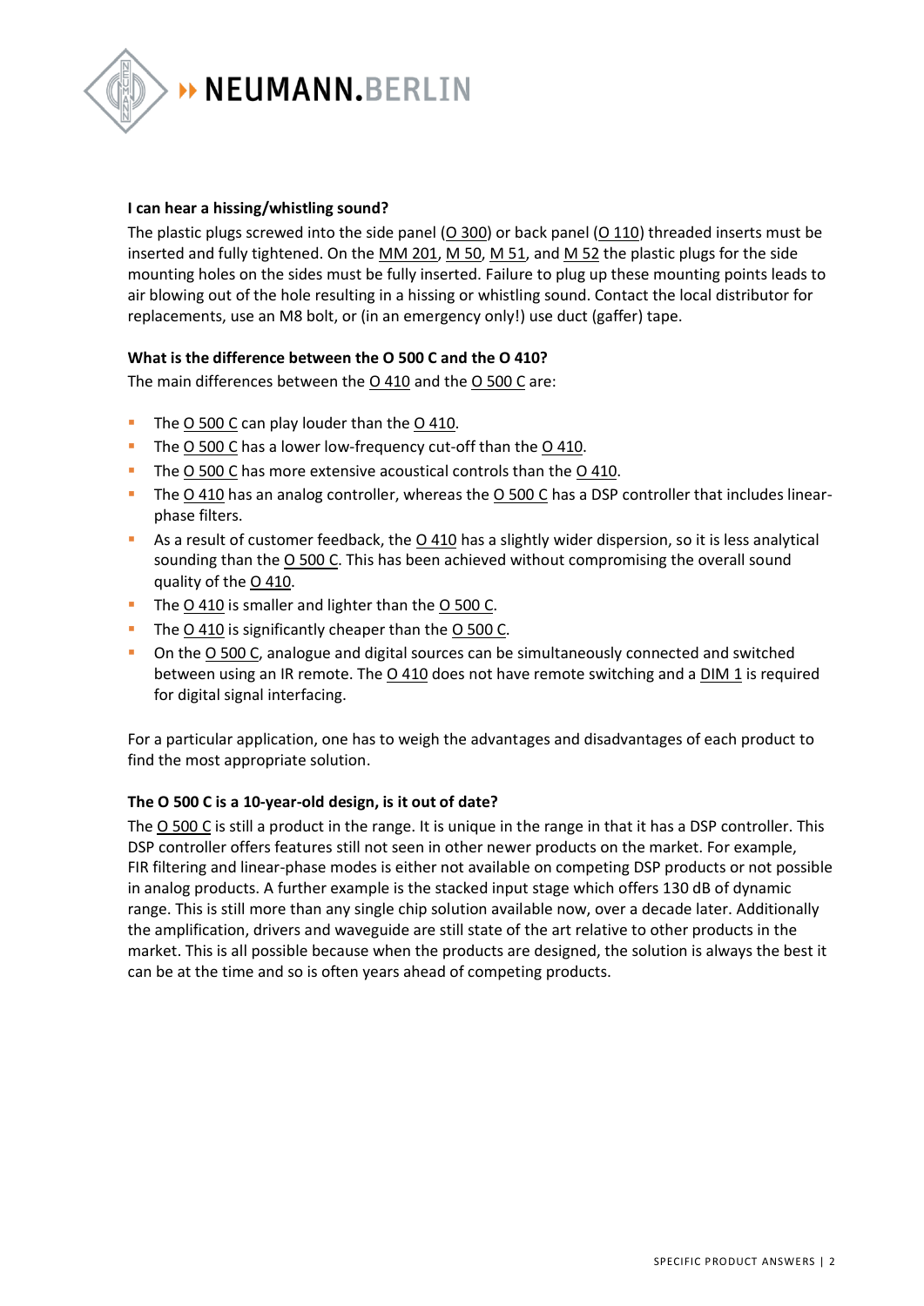### I can hear a hissing/whistling sound?

The plastic plugs screwed into the side panel (O 300) or back panel (O 110) threaded inserts must be inserted and fully tightened. On the MM 201, M 50, M 51, and M 52 the plastic plugs for the side mounting holes on the sides must be fully inserted. Failure to plug up these mounting points leads to air blowing out of the hole resulting in a hissing or whistling sound. Contact the local distributor for replacements, use an M8 bolt, or (in an emergency only!) use duct (gaffer) tape.

### What is the difference between the O 500 C and the O 410?

The main differences between the O 410 and the O 500 C are:

- The O 500 C can play louder than the O 410.
- The O 500 C has a lower low-frequency cut-off than the O 410.
- The O 500 C has more extensive acoustical controls than the O 410.
- The O 410 has an analog controller, whereas the O 500 C has a DSP controller that includes linear-phase filters.
- As a result of customer feedback, the O 410 has a slightly wider dispersion, so it is less analytical sounding than the O 500 C. This has been achieved without compromising the overall sound quality of the O 410.
- The O 410 is smaller and lighter than the O 500 C.
- The O 410 is significantly cheaper than the O 500 C.
- On the O 500 C, analogue and digital sources can be simultaneously connected and switched between using an IR remote. The O 410 does not have remote switching and a DIM 1 is required for digital signal interfacing.

For a particular application, one has to weigh the advantages and disadvantages of each product to find the most appropriate solution.

### The O 500 C is a 10-year-old design, is it out of date?

The O 500 C is still a product in the range. It is unique in the range in that it has a DSP controller. This DSP controller offers features still not seen in other newer products on the market. For example, FIR filtering and linear-phase modes is either not available on competing DSP products or not possible in analog products. A further example is the stacked input stage which offers 130 dB of dynamic range. This is still more than any single chip solution available now, over a decade later. Additionally the amplification, drivers and waveguide are still state of the art relative to other products in the market. This is all possible because when the products are designed, the solution is always the best it can be at the time and so is often years ahead of competing products.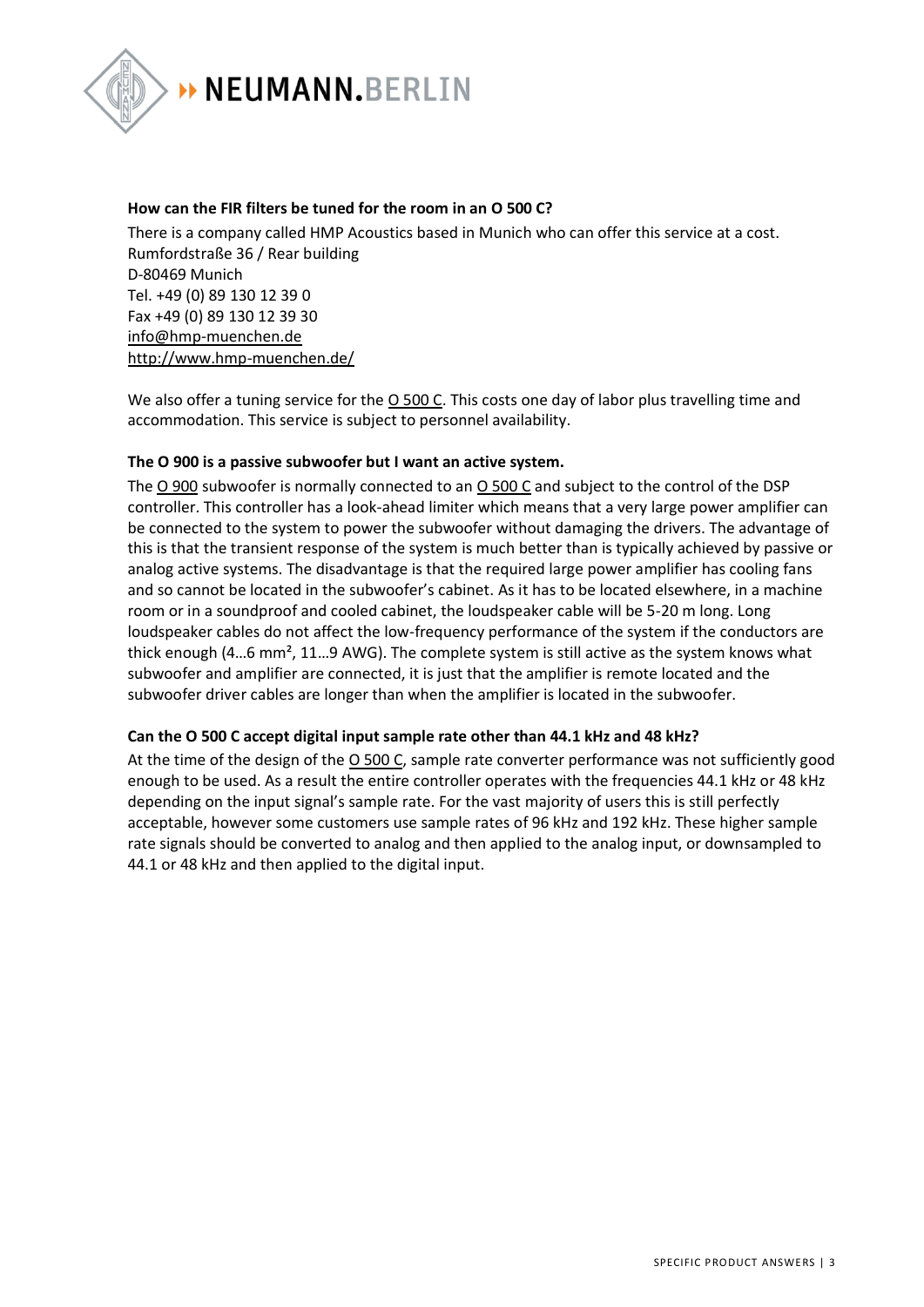**How can the FIR filters be tuned for the room in an O 500 C?**

There is a company called HMP Acoustics based in Munich who can offer this service at a cost.
Rumfordstraße 36 / Rear building
D-80469 Munich
Tel. +49 (0) 89 130 12 39 0
Fax +49 (0) 89 130 12 39 30
info@hmp-muenchen.de
http://www.hmp-muenchen.de/

We also offer a tuning service for the O 500 C. This costs one day of labor plus travelling time and accommodation. This service is subject to personnel availability.

**The O 900 is a passive subwoofer but I want an active system.**

The O 900 subwoofer is normally connected to an O 500 C and subject to the control of the DSP controller. This controller has a look-ahead limiter which means that a very large power amplifier can be connected to the system to power the subwoofer without damaging the drivers. The advantage of this is that the transient response of the system is much better than is typically achieved by passive or analog active systems. The disadvantage is that the required large power amplifier has cooling fans and so cannot be located in the subwoofer's cabinet. As it has to be located elsewhere, in a machine room or in a soundproof and cooled cabinet, the loudspeaker cable will be 5-20 m long. Long loudspeaker cables do not affect the low-frequency performance of the system if the conductors are thick enough (4…6 mm², 11…9 AWG). The complete system is still active as the system knows what subwoofer and amplifier are connected, it is just that the amplifier is remote located and the subwoofer driver cables are longer than when the amplifier is located in the subwoofer.

**Can the O 500 C accept digital input sample rate other than 44.1 kHz and 48 kHz?**

At the time of the design of the O 500 C, sample rate converter performance was not sufficiently good enough to be used. As a result the entire controller operates with the frequencies 44.1 kHz or 48 kHz depending on the input signal's sample rate. For the vast majority of users this is still perfectly acceptable, however some customers use sample rates of 96 kHz and 192 kHz. These higher sample rate signals should be converted to analog and then applied to the analog input, or downsampled to 44.1 or 48 kHz and then applied to the digital input.